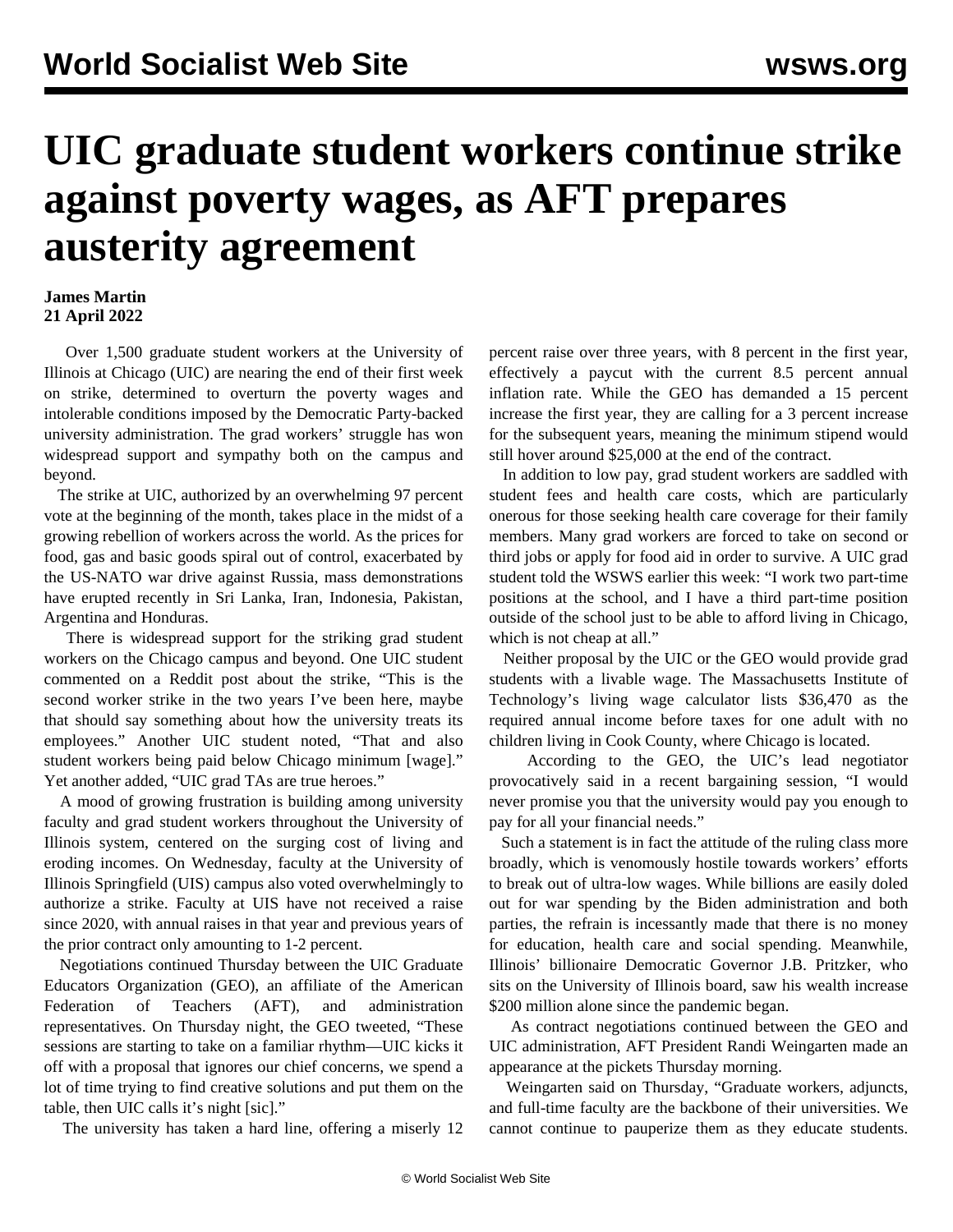# UIC graduate student workers continue strike against poverty wages, as AFT prepares austerity agreement

**James Martin**
**21 April 2022**

Over 1,500 graduate student workers at the University of Illinois at Chicago (UIC) are nearing the end of their first week on strike, determined to overturn the poverty wages and intolerable conditions imposed by the Democratic Party-backed university administration. The grad workers' struggle has won widespread support and sympathy both on the campus and beyond.

The strike at UIC, authorized by an overwhelming 97 percent vote at the beginning of the month, takes place in the midst of a growing rebellion of workers across the world. As the prices for food, gas and basic goods spiral out of control, exacerbated by the US-NATO war drive against Russia, mass demonstrations have erupted recently in Sri Lanka, Iran, Indonesia, Pakistan, Argentina and Honduras.

There is widespread support for the striking grad student workers on the Chicago campus and beyond. One UIC student commented on a Reddit post about the strike, "This is the second worker strike in the two years I've been here, maybe that should say something about how the university treats its employees." Another UIC student noted, "That and also student workers being paid below Chicago minimum [wage]." Yet another added, "UIC grad TAs are true heroes."

A mood of growing frustration is building among university faculty and grad student workers throughout the University of Illinois system, centered on the surging cost of living and eroding incomes. On Wednesday, faculty at the University of Illinois Springfield (UIS) campus also voted overwhelmingly to authorize a strike. Faculty at UIS have not received a raise since 2020, with annual raises in that year and previous years of the prior contract only amounting to 1-2 percent.

Negotiations continued Thursday between the UIC Graduate Educators Organization (GEO), an affiliate of the American Federation of Teachers (AFT), and administration representatives. On Thursday night, the GEO tweeted, "These sessions are starting to take on a familiar rhythm—UIC kicks it off with a proposal that ignores our chief concerns, we spend a lot of time trying to find creative solutions and put them on the table, then UIC calls it's night [sic]."

The university has taken a hard line, offering a miserly 12 percent raise over three years, with 8 percent in the first year, effectively a paycut with the current 8.5 percent annual inflation rate. While the GEO has demanded a 15 percent increase the first year, they are calling for a 3 percent increase for the subsequent years, meaning the minimum stipend would still hover around $25,000 at the end of the contract.

In addition to low pay, grad student workers are saddled with student fees and health care costs, which are particularly onerous for those seeking health care coverage for their family members. Many grad workers are forced to take on second or third jobs or apply for food aid in order to survive. A UIC grad student told the WSWS earlier this week: "I work two part-time positions at the school, and I have a third part-time position outside of the school just to be able to afford living in Chicago, which is not cheap at all."

Neither proposal by the UIC or the GEO would provide grad students with a livable wage. The Massachusetts Institute of Technology's living wage calculator lists $36,470 as the required annual income before taxes for one adult with no children living in Cook County, where Chicago is located.

According to the GEO, the UIC's lead negotiator provocatively said in a recent bargaining session, "I would never promise you that the university would pay you enough to pay for all your financial needs."

Such a statement is in fact the attitude of the ruling class more broadly, which is venomously hostile towards workers' efforts to break out of ultra-low wages. While billions are easily doled out for war spending by the Biden administration and both parties, the refrain is incessantly made that there is no money for education, health care and social spending. Meanwhile, Illinois' billionaire Democratic Governor J.B. Pritzker, who sits on the University of Illinois board, saw his wealth increase $200 million alone since the pandemic began.

As contract negotiations continued between the GEO and UIC administration, AFT President Randi Weingarten made an appearance at the pickets Thursday morning.

Weingarten said on Thursday, "Graduate workers, adjuncts, and full-time faculty are the backbone of their universities. We cannot continue to pauperize them as they educate students.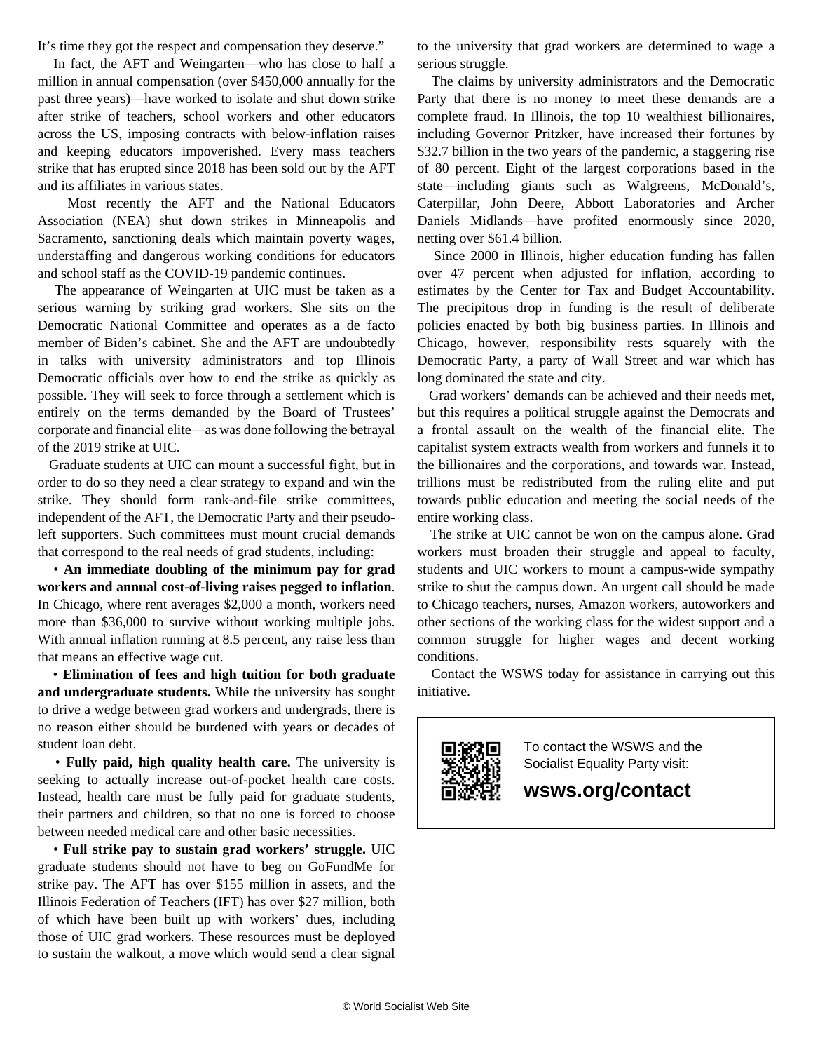It's time they got the respect and compensation they deserve."

In fact, the AFT and Weingarten—who has close to half a million in annual compensation (over $450,000 annually for the past three years)—have worked to isolate and shut down strike after strike of teachers, school workers and other educators across the US, imposing contracts with below-inflation raises and keeping educators impoverished. Every mass teachers strike that has erupted since 2018 has been sold out by the AFT and its affiliates in various states.

Most recently the AFT and the National Educators Association (NEA) shut down strikes in Minneapolis and Sacramento, sanctioning deals which maintain poverty wages, understaffing and dangerous working conditions for educators and school staff as the COVID-19 pandemic continues.

The appearance of Weingarten at UIC must be taken as a serious warning by striking grad workers. She sits on the Democratic National Committee and operates as a de facto member of Biden's cabinet. She and the AFT are undoubtedly in talks with university administrators and top Illinois Democratic officials over how to end the strike as quickly as possible. They will seek to force through a settlement which is entirely on the terms demanded by the Board of Trustees' corporate and financial elite—as was done following the betrayal of the 2019 strike at UIC.

Graduate students at UIC can mount a successful fight, but in order to do so they need a clear strategy to expand and win the strike. They should form rank-and-file strike committees, independent of the AFT, the Democratic Party and their pseudo-left supporters. Such committees must mount crucial demands that correspond to the real needs of grad students, including:

- **An immediate doubling of the minimum pay for grad workers and annual cost-of-living raises pegged to inflation**. In Chicago, where rent averages $2,000 a month, workers need more than $36,000 to survive without working multiple jobs. With annual inflation running at 8.5 percent, any raise less than that means an effective wage cut.

- **Elimination of fees and high tuition for both graduate and undergraduate students.** While the university has sought to drive a wedge between grad workers and undergrads, there is no reason either should be burdened with years or decades of student loan debt.

- **Fully paid, high quality health care.** The university is seeking to actually increase out-of-pocket health care costs. Instead, health care must be fully paid for graduate students, their partners and children, so that no one is forced to choose between needed medical care and other basic necessities.

- **Full strike pay to sustain grad workers' struggle.** UIC graduate students should not have to beg on GoFundMe for strike pay. The AFT has over $155 million in assets, and the Illinois Federation of Teachers (IFT) has over $27 million, both of which have been built up with workers' dues, including those of UIC grad workers. These resources must be deployed to sustain the walkout, a move which would send a clear signal to the university that grad workers are determined to wage a serious struggle.

The claims by university administrators and the Democratic Party that there is no money to meet these demands are a complete fraud. In Illinois, the top 10 wealthiest billionaires, including Governor Pritzker, have increased their fortunes by $32.7 billion in the two years of the pandemic, a staggering rise of 80 percent. Eight of the largest corporations based in the state—including giants such as Walgreens, McDonald's, Caterpillar, John Deere, Abbott Laboratories and Archer Daniels Midlands—have profited enormously since 2020, netting over $61.4 billion.

Since 2000 in Illinois, higher education funding has fallen over 47 percent when adjusted for inflation, according to estimates by the Center for Tax and Budget Accountability. The precipitous drop in funding is the result of deliberate policies enacted by both big business parties. In Illinois and Chicago, however, responsibility rests squarely with the Democratic Party, a party of Wall Street and war which has long dominated the state and city.

Grad workers' demands can be achieved and their needs met, but this requires a political struggle against the Democrats and a frontal assault on the wealth of the financial elite. The capitalist system extracts wealth from workers and funnels it to the billionaires and the corporations, and towards war. Instead, trillions must be redistributed from the ruling elite and put towards public education and meeting the social needs of the entire working class.

The strike at UIC cannot be won on the campus alone. Grad workers must broaden their struggle and appeal to faculty, students and UIC workers to mount a campus-wide sympathy strike to shut the campus down. An urgent call should be made to Chicago teachers, nurses, Amazon workers, autoworkers and other sections of the working class for the widest support and a common struggle for higher wages and decent working conditions.

Contact the WSWS today for assistance in carrying out this initiative.

To contact the WSWS and the Socialist Equality Party visit:

**wsws.org/contact**